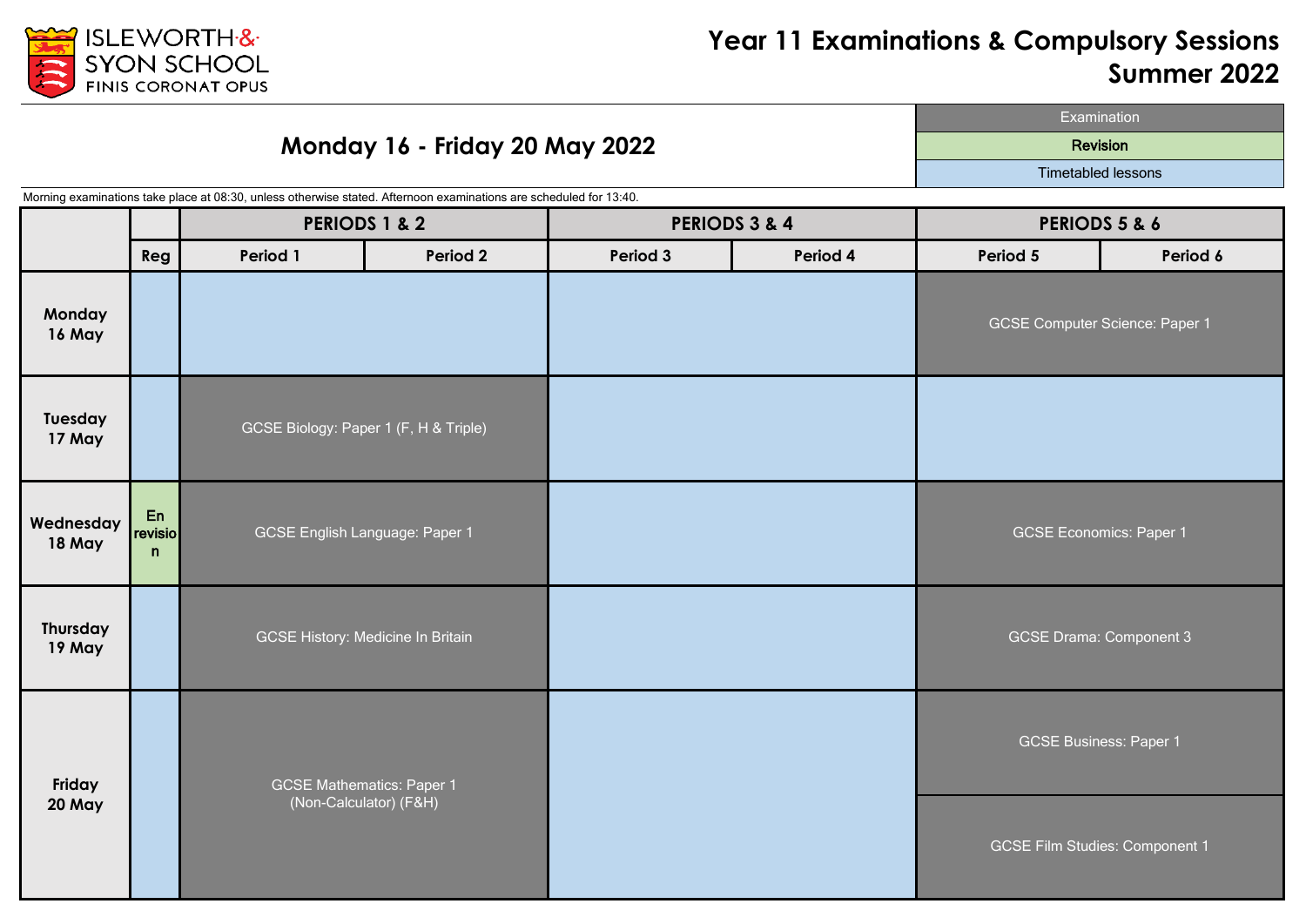ISLEWORTH & SYON SCHOOL
FINIS CORONAT OPUS

# Year 11 Examinations & Compulsory Sessions Summer 2022

## Monday 16 - Friday 20 May 2022

| Key |
|---|
| Examination |
| Revision |
| Timetabled lessons |

Morning examinations take place at 08:30, unless stated otherwise. Afternoon examinations are scheduled for 13:40.

| | | PERIODS 1 & 2 | | PERIODS 3 & 4 | | PERIODS 5 & 6 | |
|---|---|---|---|---|---|---|---|
| | Reg | Period 1 | Period 2 | Period 3 | Period 4 | Period 5 | Period 6 |
| Monday 16 May | | | | | | GCSE Computer Science: Paper 1 | |
| Tuesday 17 May | | GCSE Biology: Paper 1 (F, H & Triple) | | | | | |
| Wednesday 18 May | En revision | GCSE English Language: Paper 1 | | | | GCSE Economics: Paper 1 | |
| Thursday 19 May | | GCSE History: Medicine In Britain | | | | GCSE Drama: Component 3 | |
| Friday 20 May | | GCSE Mathematics: Paper 1 (Non-Calculator) (F&H) | | | | GCSE Business: Paper 1<br>GCSE Film Studies: Component 1 | |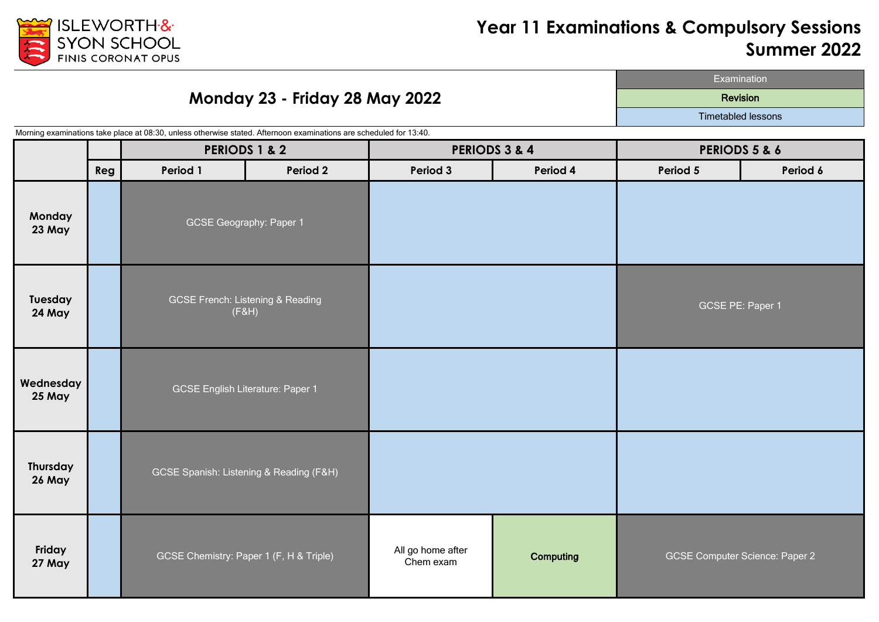ISLEWORTH & SYON SCHOOL
FINIS CORONAT OPUS

# Year 11 Examinations & Compulsory Sessions Summer 2022

## Monday 23 - Friday 28 May 2022

| Key |
|---|
| Examination |
| Revision |
| Timetabled lessons |

Morning examinations take place at 08:30, unless otherwise stated. Afternoon examinations are scheduled for 13:40.

| | | PERIODS 1 & 2 | | PERIODS 3 & 4 | | PERIODS 5 & 6 | |
|---|---|---|---|---|---|---|---|
| | Reg | Period 1 | Period 2 | Period 3 | Period 4 | Period 5 | Period 6 |
| **Monday 23 May** | | GCSE Geography: Paper 1 | | | | | |
| **Tuesday 24 May** | | GCSE French: Listening & Reading (F&H) | | | | GCSE PE: Paper 1 | |
| **Wednesday 25 May** | | GCSE English Literature: Paper 1 | | | | | |
| **Thursday 26 May** | | GCSE Spanish: Listening & Reading (F&H) | | | | | |
| **Friday 27 May** | | GCSE Chemistry: Paper 1 (F, H & Triple) | | All go home after Chem exam | **Computing** | GCSE Computer Science: Paper 2 | |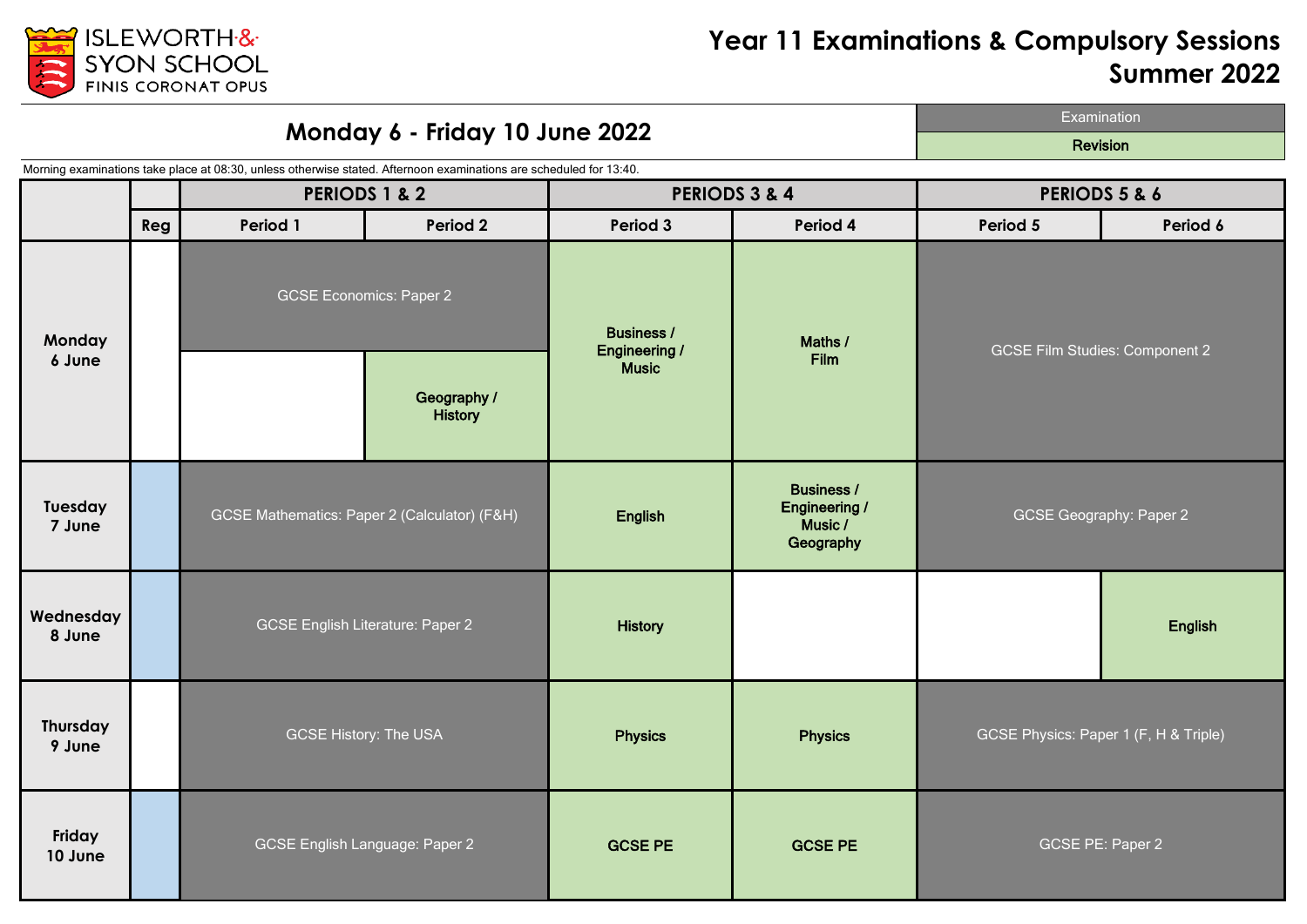# Year 11 Examinations & Compulsory Sessions Summer 2022

ISLEWORTH & SYON SCHOOL
FINIS CORONAT OPUS

## Monday 6 - Friday 10 June 2022

| Examination |
|---|
| Revision |

Morning examinations take place at 08:30, unless otherwise stated. Afternoon examinations are scheduled for 13:40.

| | | PERIODS 1 & 2 | | PERIODS 3 & 4 | | PERIODS 5 & 6 | |
|---|---|---|---|---|---|---|---|
| | Reg | Period 1 | Period 2 | Period 3 | Period 4 | Period 5 | Period 6 |
| Monday 6 June | | GCSE Economics: Paper 2 | | Business / Engineering / Music | Maths / Film | GCSE Film Studies: Component 2 | |
| | | | Geography / History | | | | |
| Tuesday 7 June | | GCSE Mathematics: Paper 2 (Calculator) (F&H) | | English | Business / Engineering / Music / Geography | GCSE Geography: Paper 2 | |
| Wednesday 8 June | | GCSE English Literature: Paper 2 | | History | | | English |
| Thursday 9 June | | GCSE History: The USA | | Physics | Physics | GCSE Physics: Paper 1 (F, H & Triple) | |
| Friday 10 June | | GCSE English Language: Paper 2 | | GCSE PE | GCSE PE | GCSE PE: Paper 2 | |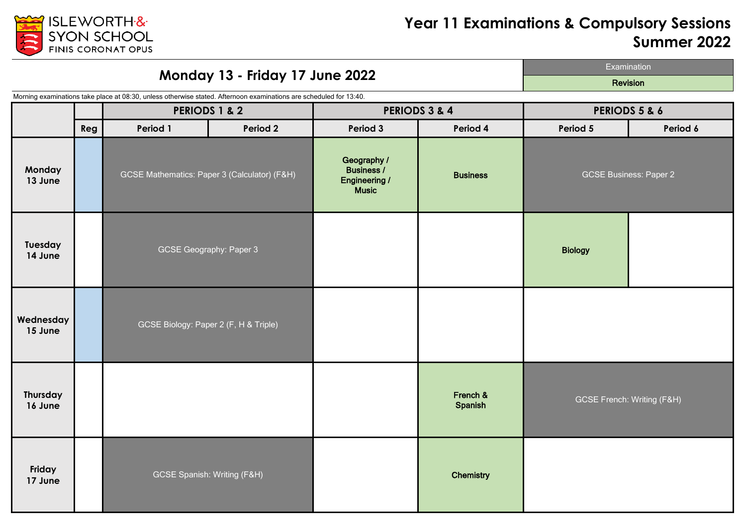ISLEWORTH & SYON SCHOOL
FINIS CORONAT OPUS

# Year 11 Examinations & Compulsory Sessions Summer 2022

## Monday 13 - Friday 17 June 2022

| Examination |
|---|
| Revision |

Morning examinations take place at 08:30, unless otherwise stated. Afternoon examinations are scheduled for 13:40.

| | | PERIODS 1 & 2 | | PERIODS 3 & 4 | | PERIODS 5 & 6 | |
|---|---|---|---|---|---|---|---|
| | Reg | Period 1 | Period 2 | Period 3 | Period 4 | Period 5 | Period 6 |
| Monday 13 June | | GCSE Mathematics: Paper 3 (Calculator) (F&H) | | Geography / Business / Engineering / Music | Business | GCSE Business: Paper 2 | |
| Tuesday 14 June | | GCSE Geography: Paper 3 | | | | Biology | |
| Wednesday 15 June | | GCSE Biology: Paper 2 (F, H & Triple) | | | | | |
| Thursday 16 June | | | | | French & Spanish | GCSE French: Writing (F&H) | |
| Friday 17 June | | GCSE Spanish: Writing (F&H) | | | Chemistry | | |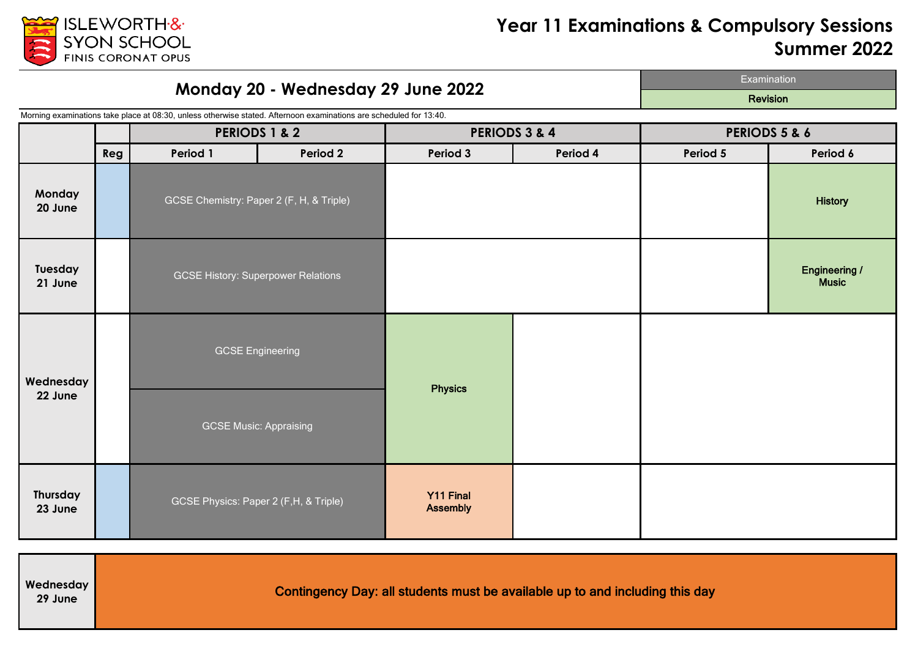ISLEWORTH & SYON SCHOOL
FINIS CORONAT OPUS

# Year 11 Examinations & Compulsory Sessions Summer 2022

## Monday 20 - Wednesday 29 June 2022

| Examination |
|---|
| Revision |

Morning examinations take place at 08:30, unless otherwise stated. Afternoon examinations are scheduled for 13:40.

| | | PERIODS 1 & 2 | | PERIODS 3 & 4 | | PERIODS 5 & 6 | |
|---|---|---|---|---|---|---|---|
| | Reg | Period 1 | Period 2 | Period 3 | Period 4 | Period 5 | Period 6 |
| Monday 20 June | | GCSE Chemistry: Paper 2 (F, H, & Triple) | | | | | History |
| Tuesday 21 June | | GCSE History: Superpower Relations | | | | | Engineering / Music |
| Wednesday 22 June | | GCSE Engineering | | Physics | | | |
| | | GCSE Music: Appraising | | | | | |
| Thursday 23 June | | GCSE Physics: Paper 2 (F,H, & Triple) | | Y11 Final Assembly | | | |

| | |
|---|---|
| Wednesday 29 June | Contingency Day: all students must be available up to and including this day |